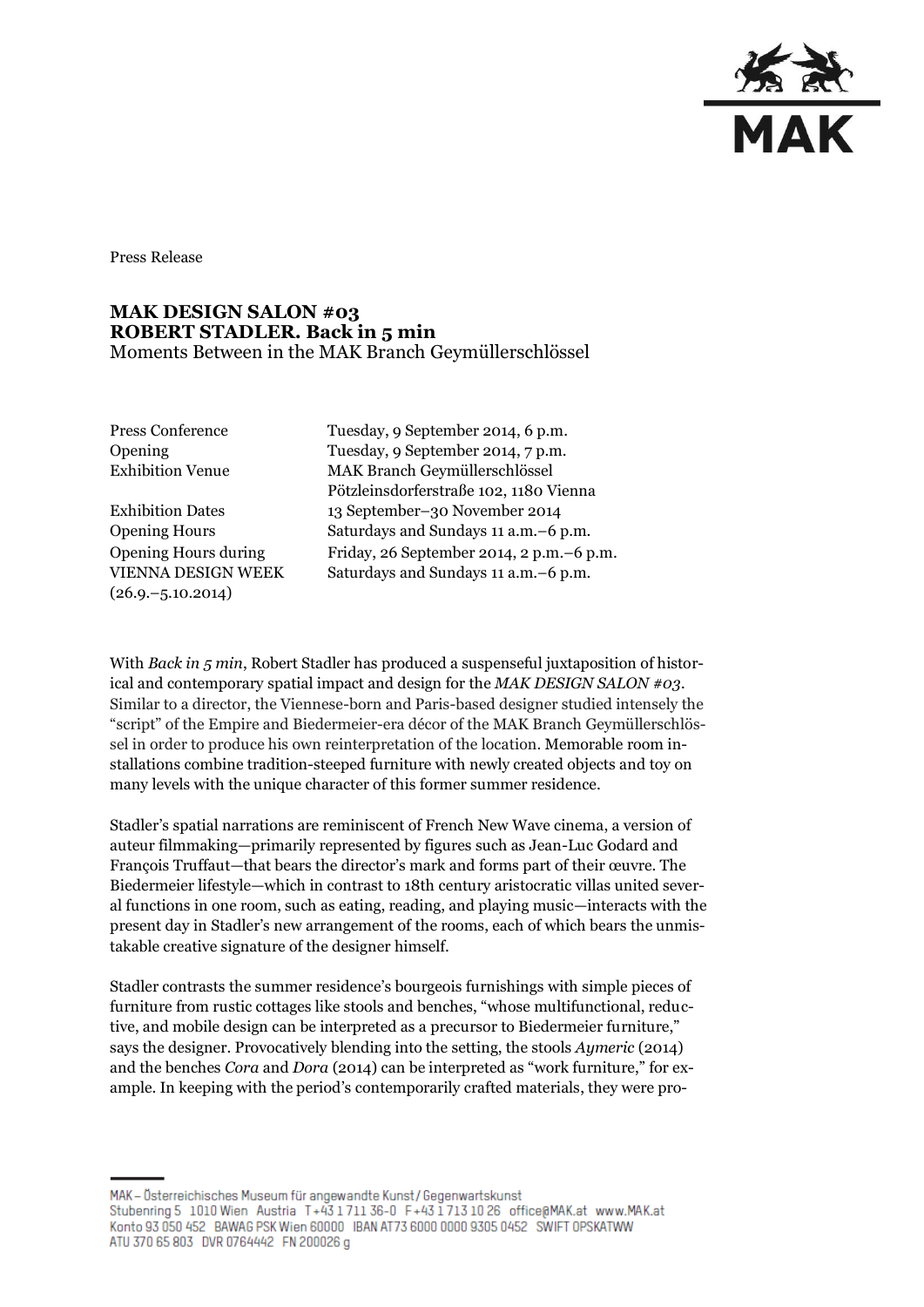Press Release

# MAK DESIGN SALON #03
## ROBERT STADLER. Back in 5 min
Moments Between in the MAK Branch Geymüllerschlössel

| | |
|---|---|
| Press Conference | Tuesday, 9 September 2014, 6 p.m. |
| Opening | Tuesday, 9 September 2014, 7 p.m. |
| Exhibition Venue | MAK Branch Geymüllerschlössel<br>Pötzleinsdorferstraße 102, 1180 Vienna |
| Exhibition Dates | 13 September–30 November 2014 |
| Opening Hours | Saturdays and Sundays 11 a.m.–6 p.m. |
| Opening Hours during VIENNA DESIGN WEEK (26.9.–5.10.2014) | Friday, 26 September 2014, 2 p.m.–6 p.m.<br>Saturdays and Sundays 11 a.m.–6 p.m. |

With *Back in 5 min*, Robert Stadler has produced a suspenseful juxtaposition of historical and contemporary spatial impact and design for the *MAK DESIGN SALON #03*. Similar to a director, the Viennese-born and Paris-based designer studied intensely the "script" of the Empire and Biedermeier-era décor of the MAK Branch Geymüllerschlössel in order to produce his own reinterpretation of the location. Memorable room installations combine tradition-steeped furniture with newly created objects and toy on many levels with the unique character of this former summer residence.

Stadler's spatial narrations are reminiscent of French New Wave cinema, a version of auteur filmmaking—primarily represented by figures such as Jean-Luc Godard and François Truffaut—that bears the director's mark and forms part of their œuvre. The Biedermeier lifestyle—which in contrast to 18th century aristocratic villas united several functions in one room, such as eating, reading, and playing music—interacts with the present day in Stadler's new arrangement of the rooms, each of which bears the unmistakable creative signature of the designer himself.

Stadler contrasts the summer residence's bourgeois furnishings with simple pieces of furniture from rustic cottages like stools and benches, "whose multifunctional, reductive, and mobile design can be interpreted as a precursor to Biedermeier furniture," says the designer. Provocatively blending into the setting, the stools *Aymeric* (2014) and the benches *Cora* and *Dora* (2014) can be interpreted as "work furniture," for example. In keeping with the period's contemporarily crafted materials, they were pro-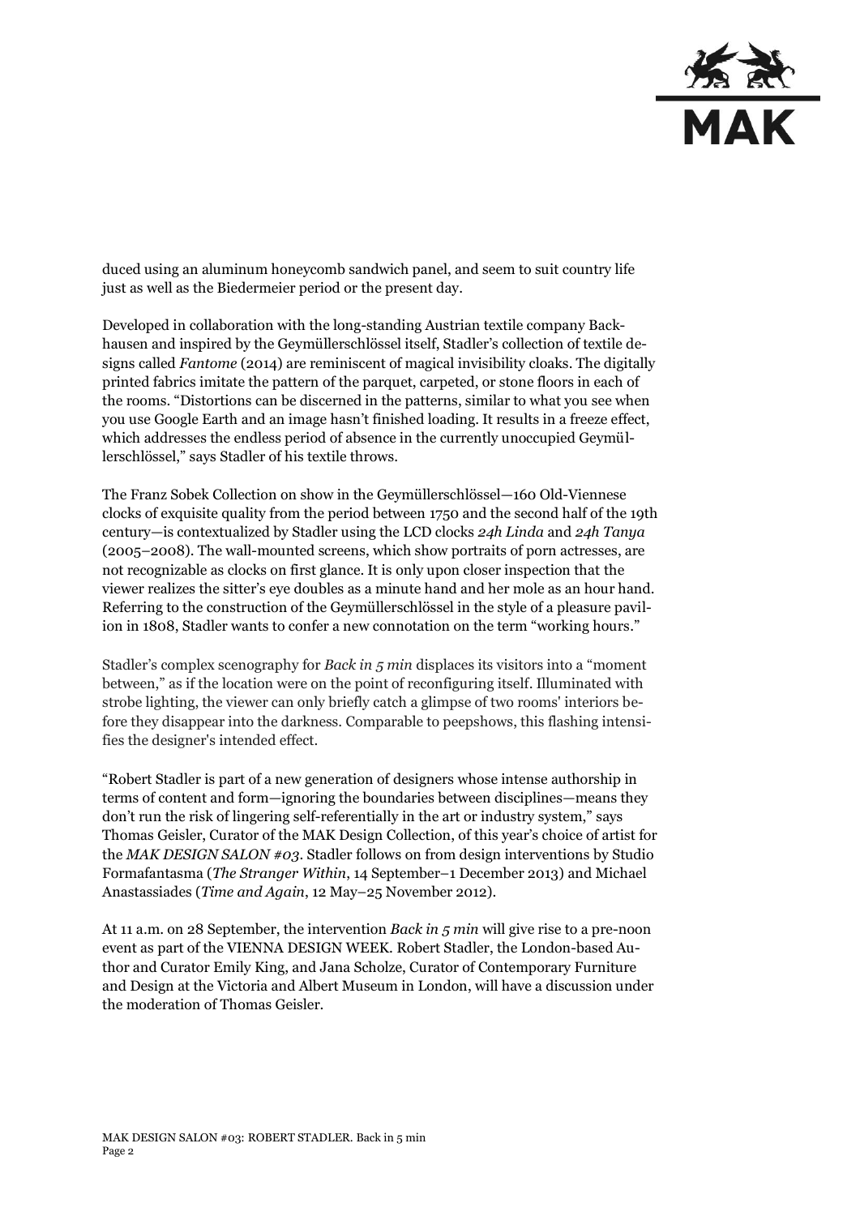duced using an aluminum honeycomb sandwich panel, and seem to suit country life just as well as the Biedermeier period or the present day.

Developed in collaboration with the long-standing Austrian textile company Backhausen and inspired by the Geymüllerschlössel itself, Stadler's collection of textile designs called *Fantome* (2014) are reminiscent of magical invisibility cloaks. The digitally printed fabrics imitate the pattern of the parquet, carpeted, or stone floors in each of the rooms. "Distortions can be discerned in the patterns, similar to what you see when you use Google Earth and an image hasn't finished loading. It results in a freeze effect, which addresses the endless period of absence in the currently unoccupied Geymüllerschlössel," says Stadler of his textile throws.

The Franz Sobek Collection on show in the Geymüllerschlössel—160 Old-Viennese clocks of exquisite quality from the period between 1750 and the second half of the 19th century—is contextualized by Stadler using the LCD clocks *24h Linda* and *24h Tanya* (2005–2008). The wall-mounted screens, which show portraits of porn actresses, are not recognizable as clocks on first glance. It is only upon closer inspection that the viewer realizes the sitter's eye doubles as a minute hand and her mole as an hour hand. Referring to the construction of the Geymüllerschlössel in the style of a pleasure pavilion in 1808, Stadler wants to confer a new connotation on the term "working hours."

Stadler's complex scenography for *Back in 5 min* displaces its visitors into a "moment between," as if the location were on the point of reconfiguring itself. Illuminated with strobe lighting, the viewer can only briefly catch a glimpse of two rooms' interiors before they disappear into the darkness. Comparable to peepshows, this flashing intensifies the designer's intended effect.

"Robert Stadler is part of a new generation of designers whose intense authorship in terms of content and form—ignoring the boundaries between disciplines—means they don't run the risk of lingering self-referentially in the art or industry system," says Thomas Geisler, Curator of the MAK Design Collection, of this year's choice of artist for the *MAK DESIGN SALON #03*. Stadler follows on from design interventions by Studio Formafantasma (*The Stranger Within*, 14 September–1 December 2013) and Michael Anastassiades (*Time and Again*, 12 May–25 November 2012).

At 11 a.m. on 28 September, the intervention *Back in 5 min* will give rise to a pre-noon event as part of the VIENNA DESIGN WEEK. Robert Stadler, the London-based Author and Curator Emily King, and Jana Scholze, Curator of Contemporary Furniture and Design at the Victoria and Albert Museum in London, will have a discussion under the moderation of Thomas Geisler.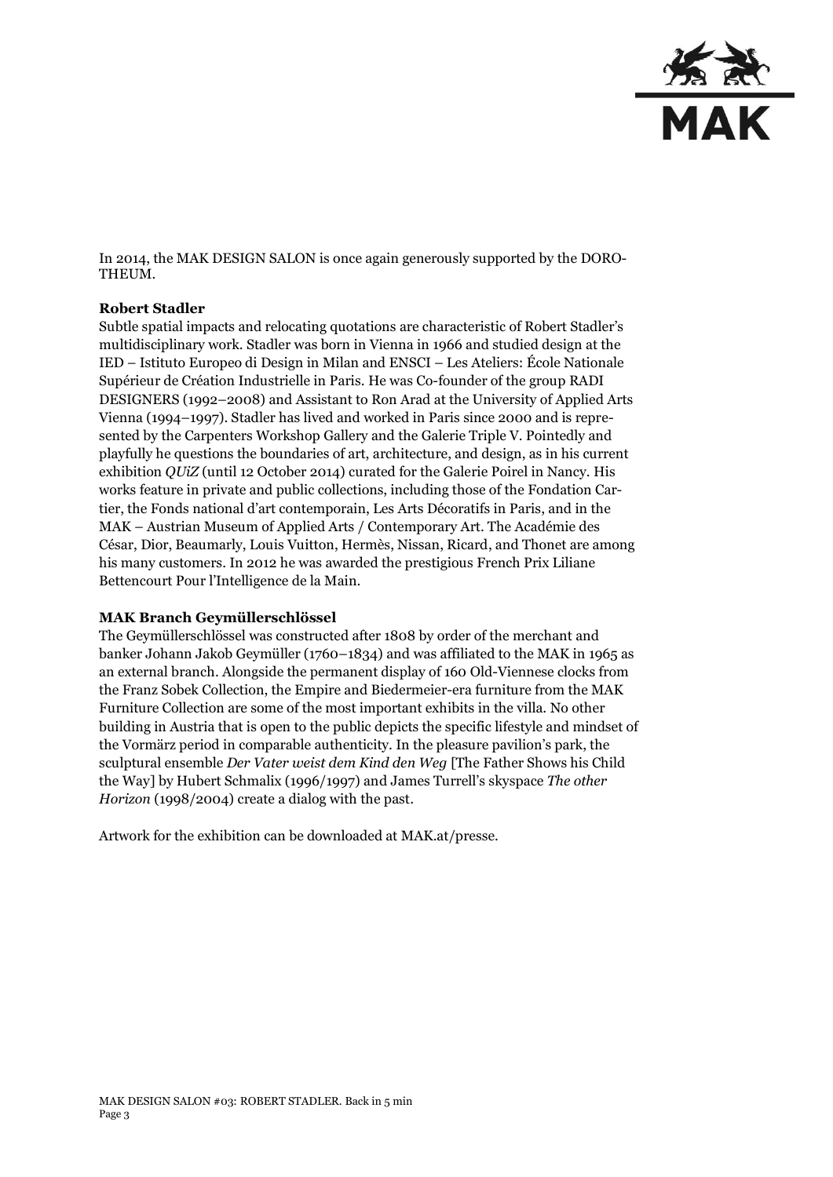In 2014, the MAK DESIGN SALON is once again generously supported by the DOROTHEUM.

**Robert Stadler**

Subtle spatial impacts and relocating quotations are characteristic of Robert Stadler's multidisciplinary work. Stadler was born in Vienna in 1966 and studied design at the IED – Istituto Europeo di Design in Milan and ENSCI – Les Ateliers: École Nationale Supérieur de Création Industrielle in Paris. He was Co-founder of the group RADI DESIGNERS (1992–2008) and Assistant to Ron Arad at the University of Applied Arts Vienna (1994–1997). Stadler has lived and worked in Paris since 2000 and is represented by the Carpenters Workshop Gallery and the Galerie Triple V. Pointedly and playfully he questions the boundaries of art, architecture, and design, as in his current exhibition *QUiZ* (until 12 October 2014) curated for the Galerie Poirel in Nancy. His works feature in private and public collections, including those of the Fondation Cartier, the Fonds national d'art contemporain, Les Arts Décoratifs in Paris, and in the MAK – Austrian Museum of Applied Arts / Contemporary Art. The Académie des César, Dior, Beaumarly, Louis Vuitton, Hermès, Nissan, Ricard, and Thonet are among his many customers. In 2012 he was awarded the prestigious French Prix Liliane Bettencourt Pour l'Intelligence de la Main.

**MAK Branch Geymüllerschlössel**

The Geymüllerschlössel was constructed after 1808 by order of the merchant and banker Johann Jakob Geymüller (1760–1834) and was affiliated to the MAK in 1965 as an external branch. Alongside the permanent display of 160 Old-Viennese clocks from the Franz Sobek Collection, the Empire and Biedermeier-era furniture from the MAK Furniture Collection are some of the most important exhibits in the villa. No other building in Austria that is open to the public depicts the specific lifestyle and mindset of the Vormärz period in comparable authenticity. In the pleasure pavilion's park, the sculptural ensemble *Der Vater weist dem Kind den Weg* [The Father Shows his Child the Way] by Hubert Schmalix (1996/1997) and James Turrell's skyspace *The other Horizon* (1998/2004) create a dialog with the past.

Artwork for the exhibition can be downloaded at MAK.at/presse.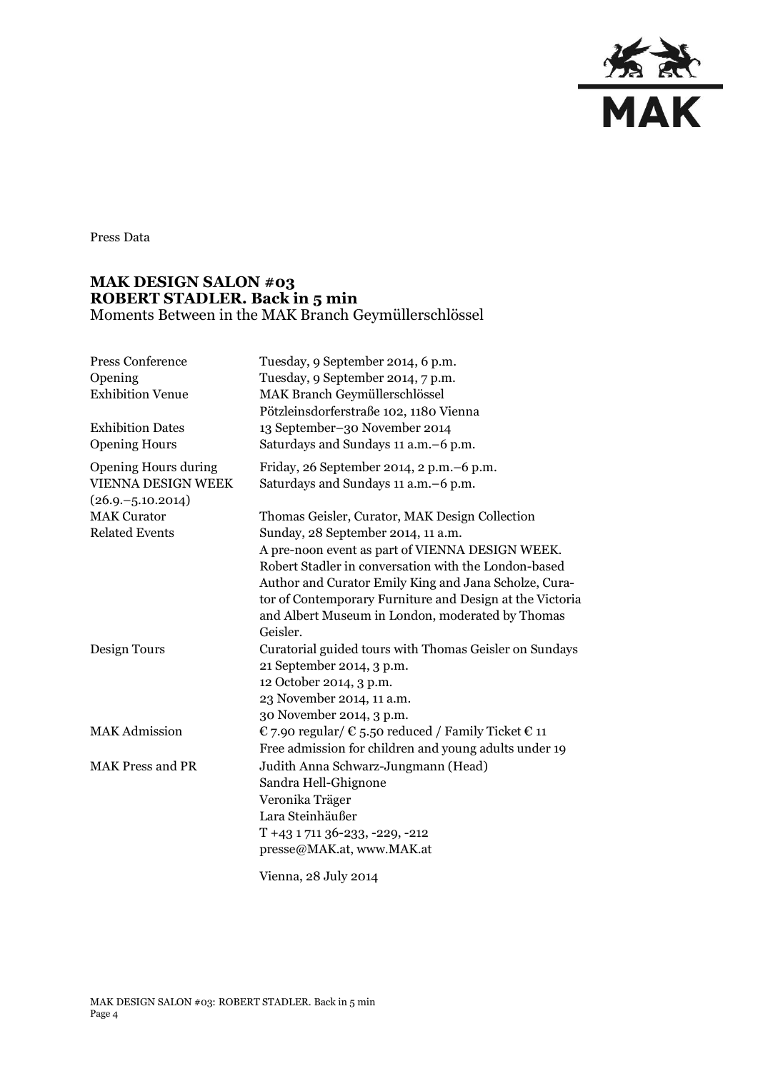Press Data

## MAK DESIGN SALON #03
## ROBERT STADLER. Back in 5 min

Moments Between in the MAK Branch Geymüllerschlössel

| | |
|---|---|
| Press Conference | Tuesday, 9 September 2014, 6 p.m. |
| Opening | Tuesday, 9 September 2014, 7 p.m. |
| Exhibition Venue | MAK Branch Geymüllerschlössel<br>Pötzleinsdorferstraße 102, 1180 Vienna |
| Exhibition Dates | 13 September–30 November 2014 |
| Opening Hours | Saturdays and Sundays 11 a.m.–6 p.m. |
| Opening Hours during VIENNA DESIGN WEEK (26.9.–5.10.2014) | Friday, 26 September 2014, 2 p.m.–6 p.m.<br>Saturdays and Sundays 11 a.m.–6 p.m. |
| MAK Curator | Thomas Geisler, Curator, MAK Design Collection |
| Related Events | Sunday, 28 September 2014, 11 a.m.<br>A pre-noon event as part of VIENNA DESIGN WEEK. Robert Stadler in conversation with the London-based Author and Curator Emily King and Jana Scholze, Curator of Contemporary Furniture and Design at the Victoria and Albert Museum in London, moderated by Thomas Geisler. |
| Design Tours | Curatorial guided tours with Thomas Geisler on Sundays<br>21 September 2014, 3 p.m.<br>12 October 2014, 3 p.m.<br>23 November 2014, 11 a.m.<br>30 November 2014, 3 p.m. |
| MAK Admission | € 7.90 regular/ € 5.50 reduced / Family Ticket € 11<br>Free admission for children and young adults under 19 |
| MAK Press and PR | Judith Anna Schwarz-Jungmann (Head)<br>Sandra Hell-Ghignone<br>Veronika Träger<br>Lara Steinhäußer<br>T +43 1 711 36-233, -229, -212<br>presse@MAK.at, www.MAK.at |

Vienna, 28 July 2014